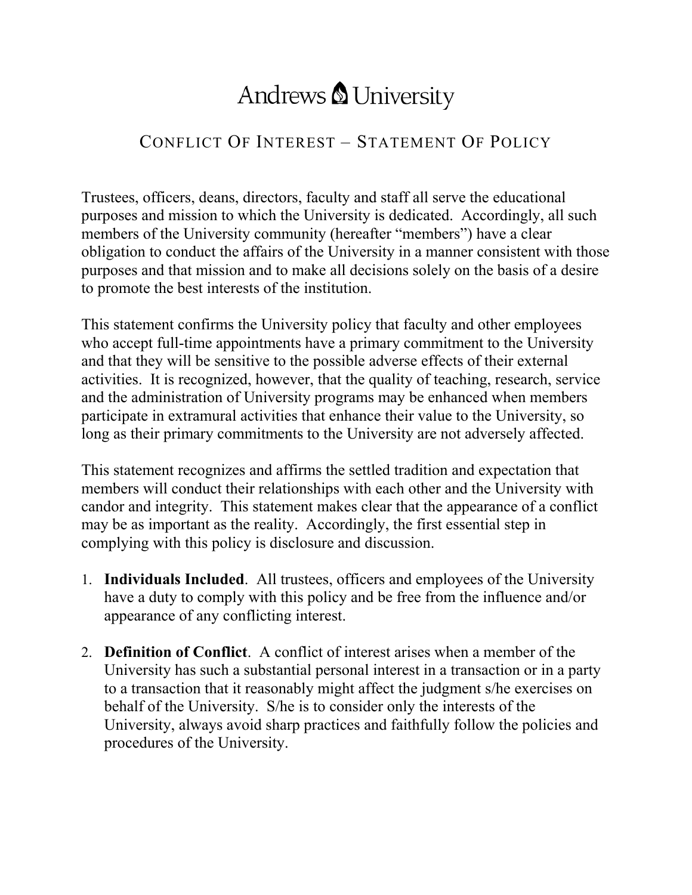# Andrews University

## CONFLICT OF INTEREST – STATEMENT OF POLICY

Trustees, officers, deans, directors, faculty and staff all serve the educational purposes and mission to which the University is dedicated. Accordingly, all such members of the University community (hereafter "members") have a clear obligation to conduct the affairs of the University in a manner consistent with those purposes and that mission and to make all decisions solely on the basis of a desire to promote the best interests of the institution.

This statement confirms the University policy that faculty and other employees who accept full-time appointments have a primary commitment to the University and that they will be sensitive to the possible adverse effects of their external activities. It is recognized, however, that the quality of teaching, research, service and the administration of University programs may be enhanced when members participate in extramural activities that enhance their value to the University, so long as their primary commitments to the University are not adversely affected.

This statement recognizes and affirms the settled tradition and expectation that members will conduct their relationships with each other and the University with candor and integrity. This statement makes clear that the appearance of a conflict may be as important as the reality. Accordingly, the first essential step in complying with this policy is disclosure and discussion.

1. **Individuals Included**. All trustees, officers and employees of the University have a duty to comply with this policy and be free from the influence and/or appearance of any conflicting interest.

2. **Definition of Conflict**. A conflict of interest arises when a member of the University has such a substantial personal interest in a transaction or in a party to a transaction that it reasonably might affect the judgment s/he exercises on behalf of the University. S/he is to consider only the interests of the University, always avoid sharp practices and faithfully follow the policies and procedures of the University.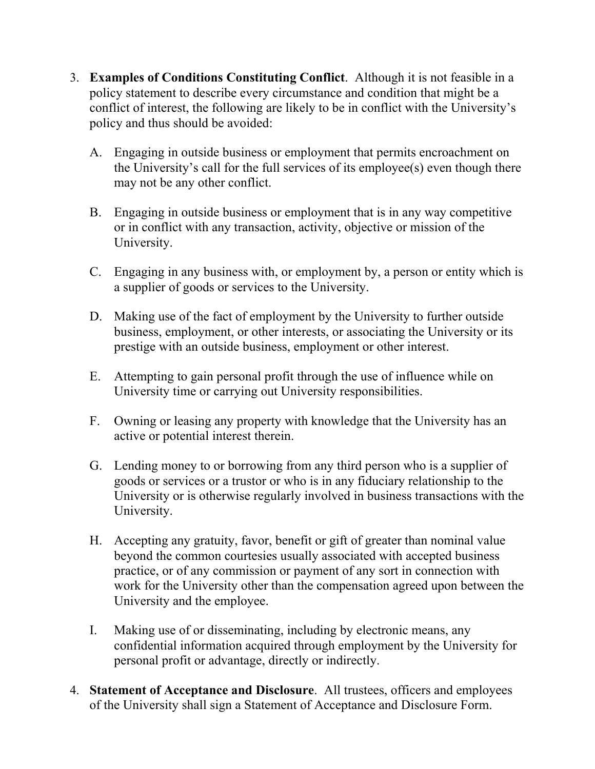3. **Examples of Conditions Constituting Conflict**. Although it is not feasible in a policy statement to describe every circumstance and condition that might be a conflict of interest, the following are likely to be in conflict with the University's policy and thus should be avoided:

   A. Engaging in outside business or employment that permits encroachment on the University's call for the full services of its employee(s) even though there may not be any other conflict.

   B. Engaging in outside business or employment that is in any way competitive or in conflict with any transaction, activity, objective or mission of the University.

   C. Engaging in any business with, or employment by, a person or entity which is a supplier of goods or services to the University.

   D. Making use of the fact of employment by the University to further outside business, employment, or other interests, or associating the University or its prestige with an outside business, employment or other interest.

   E. Attempting to gain personal profit through the use of influence while on University time or carrying out University responsibilities.

   F. Owning or leasing any property with knowledge that the University has an active or potential interest therein.

   G. Lending money to or borrowing from any third person who is a supplier of goods or services or a trustor or who is in any fiduciary relationship to the University or is otherwise regularly involved in business transactions with the University.

   H. Accepting any gratuity, favor, benefit or gift of greater than nominal value beyond the common courtesies usually associated with accepted business practice, or of any commission or payment of any sort in connection with work for the University other than the compensation agreed upon between the University and the employee.

   I. Making use of or disseminating, including by electronic means, any confidential information acquired through employment by the University for personal profit or advantage, directly or indirectly.

4. **Statement of Acceptance and Disclosure**. All trustees, officers and employees of the University shall sign a Statement of Acceptance and Disclosure Form.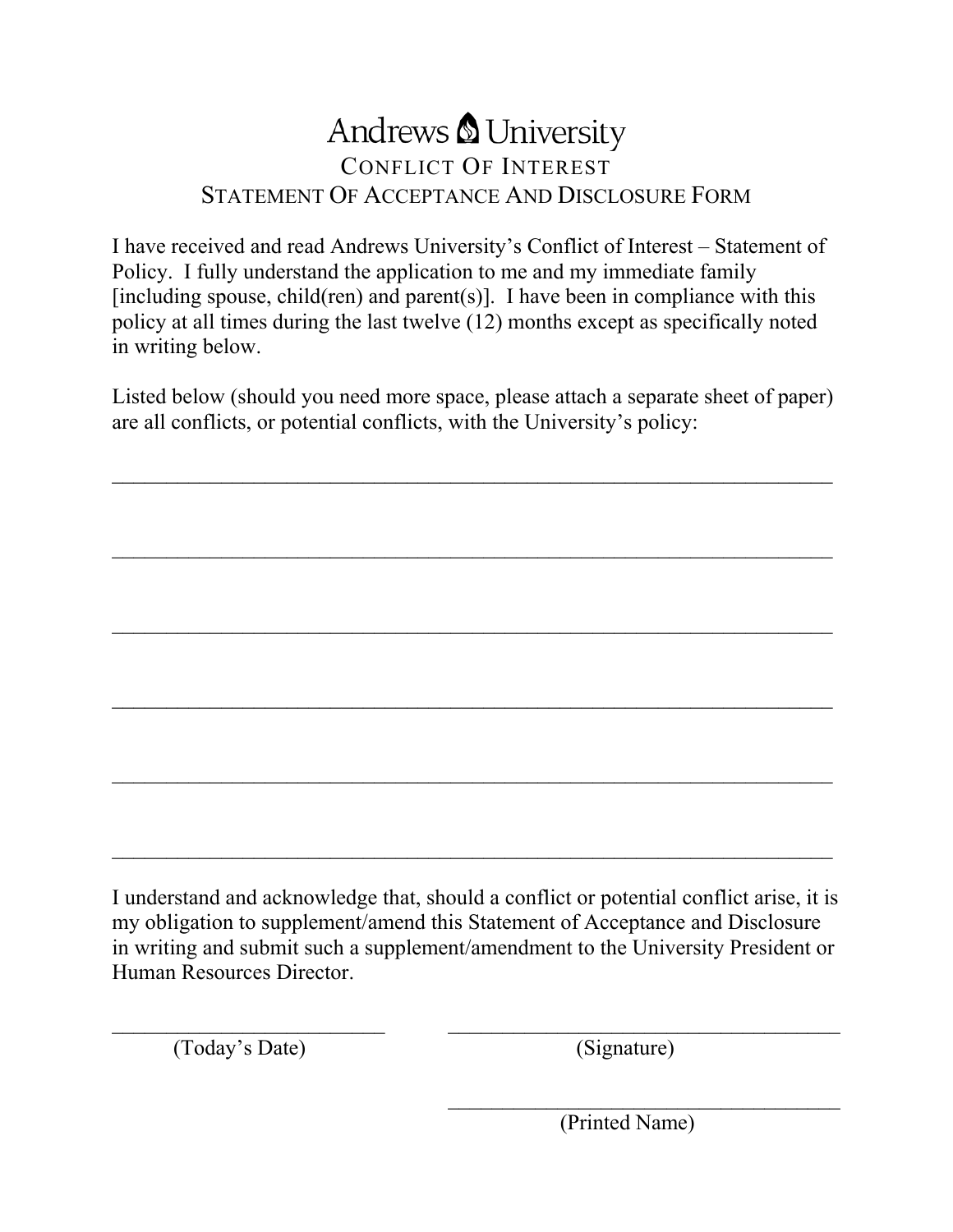# Andrews University

## CONFLICT OF INTEREST

## STATEMENT OF ACCEPTANCE AND DISCLOSURE FORM

I have received and read Andrews University's Conflict of Interest – Statement of Policy. I fully understand the application to me and my immediate family [including spouse, child(ren) and parent(s)]. I have been in compliance with this policy at all times during the last twelve (12) months except as specifically noted in writing below.

Listed below (should you need more space, please attach a separate sheet of paper) are all conflicts, or potential conflicts, with the University's policy:

______________________________________________________________________

______________________________________________________________________

______________________________________________________________________

______________________________________________________________________

______________________________________________________________________

______________________________________________________________________

I understand and acknowledge that, should a conflict or potential conflict arise, it is my obligation to supplement/amend this Statement of Acceptance and Disclosure in writing and submit such a supplement/amendment to the University President or Human Resources Director.

__________________________ (Today's Date)

______________________________________ (Signature)

______________________________________ (Printed Name)